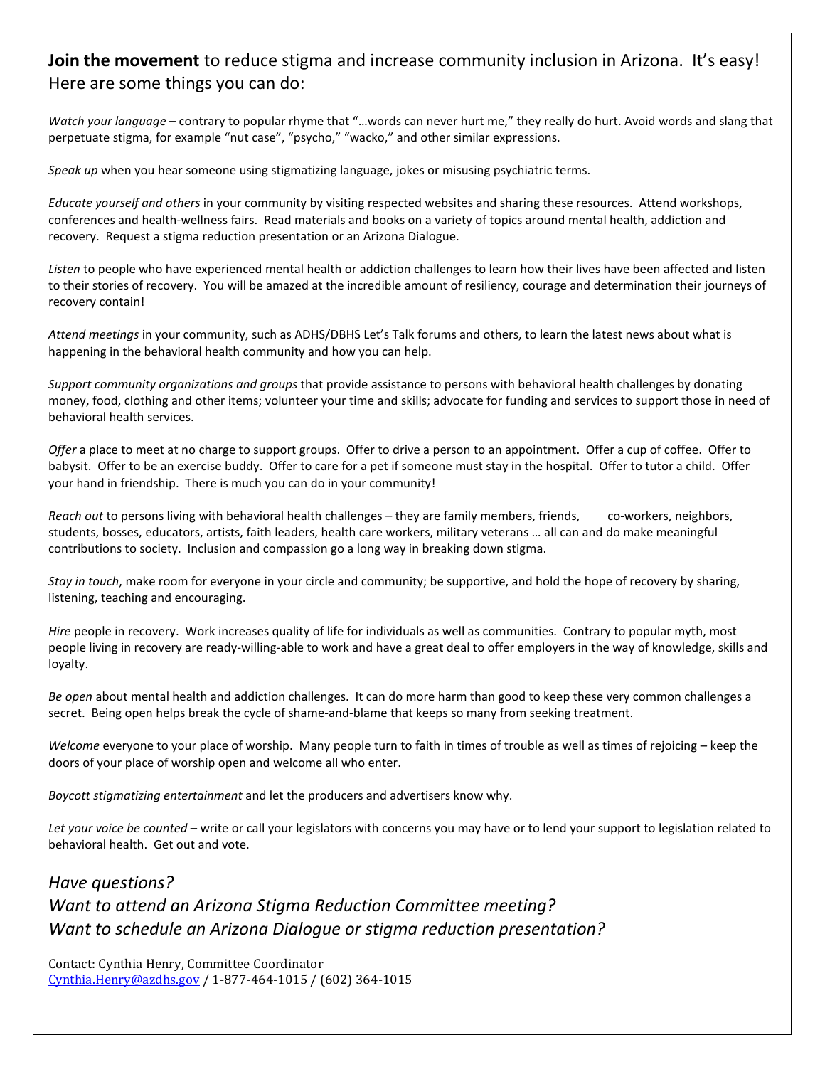**Join the movement** to reduce stigma and increase community inclusion in Arizona. It's easy! Here are some things you can do:

*Watch your language* – contrary to popular rhyme that "…words can never hurt me," they really do hurt. Avoid words and slang that perpetuate stigma, for example "nut case", "psycho," "wacko," and other similar expressions.

*Speak up* when you hear someone using stigmatizing language, jokes or misusing psychiatric terms.

*Educate yourself and others* in your community by visiting respected websites and sharing these resources. Attend workshops, conferences and health-wellness fairs. Read materials and books on a variety of topics around mental health, addiction and recovery. Request a stigma reduction presentation or an Arizona Dialogue.

*Listen* to people who have experienced mental health or addiction challenges to learn how their lives have been affected and listen to their stories of recovery. You will be amazed at the incredible amount of resiliency, courage and determination their journeys of recovery contain!

*Attend meetings* in your community, such as ADHS/DBHS Let's Talk forums and others, to learn the latest news about what is happening in the behavioral health community and how you can help.

*Support community organizations and groups* that provide assistance to persons with behavioral health challenges by donating money, food, clothing and other items; volunteer your time and skills; advocate for funding and services to support those in need of behavioral health services.

*Offer* a place to meet at no charge to support groups. Offer to drive a person to an appointment. Offer a cup of coffee. Offer to babysit. Offer to be an exercise buddy. Offer to care for a pet if someone must stay in the hospital. Offer to tutor a child. Offer your hand in friendship. There is much you can do in your community!

*Reach out* to persons living with behavioral health challenges – they are family members, friends, co-workers, neighbors, students, bosses, educators, artists, faith leaders, health care workers, military veterans … all can and do make meaningful contributions to society. Inclusion and compassion go a long way in breaking down stigma.

*Stay in touch*, make room for everyone in your circle and community; be supportive, and hold the hope of recovery by sharing, listening, teaching and encouraging.

*Hire* people in recovery. Work increases quality of life for individuals as well as communities. Contrary to popular myth, most people living in recovery are ready-willing-able to work and have a great deal to offer employers in the way of knowledge, skills and loyalty.

*Be open* about mental health and addiction challenges. It can do more harm than good to keep these very common challenges a secret. Being open helps break the cycle of shame-and-blame that keeps so many from seeking treatment.

*Welcome* everyone to your place of worship. Many people turn to faith in times of trouble as well as times of rejoicing – keep the doors of your place of worship open and welcome all who enter.

*Boycott stigmatizing entertainment* and let the producers and advertisers know why.

*Let your voice be counted* – write or call your legislators with concerns you may have or to lend your support to legislation related to behavioral health. Get out and vote.

*Have questions?*
*Want to attend an Arizona Stigma Reduction Committee meeting?*
*Want to schedule an Arizona Dialogue or stigma reduction presentation?*

Contact: Cynthia Henry, Committee Coordinator
Cynthia.Henry@azdhs.gov / 1-877-464-1015 / (602) 364-1015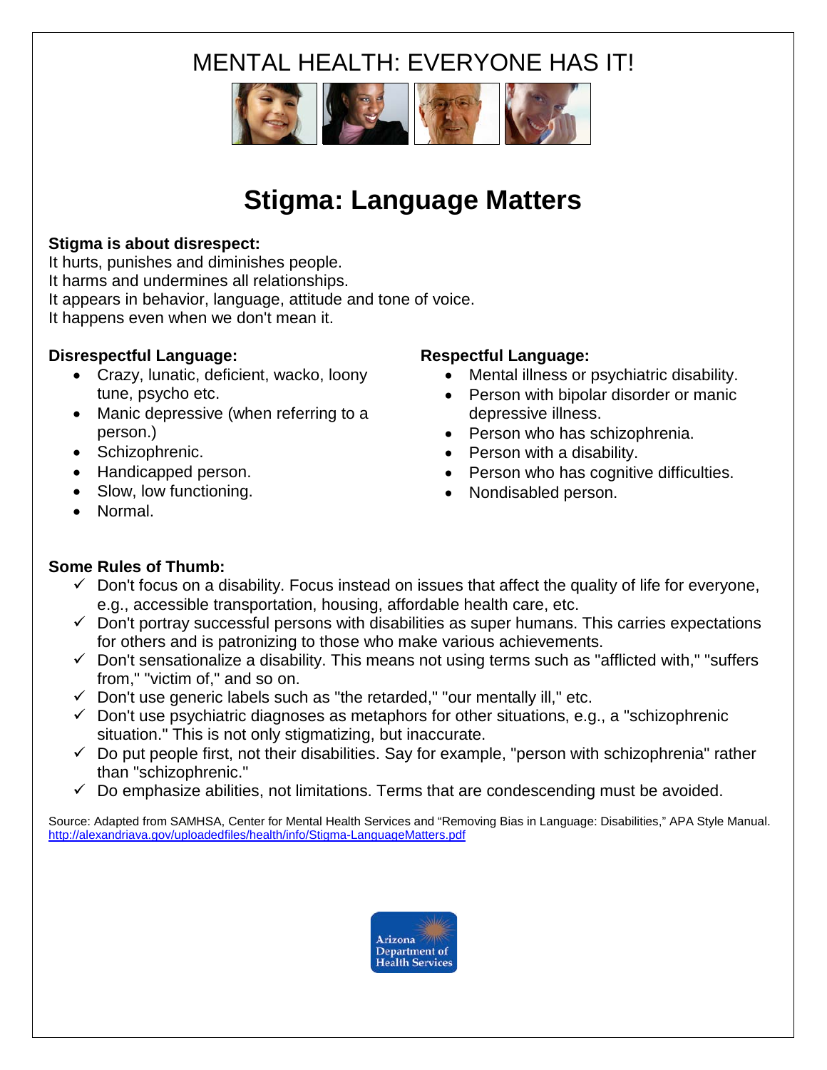# MENTAL HEALTH: EVERYONE HAS IT!

## Stigma: Language Matters

**Stigma is about disrespect:**
It hurts, punishes and diminishes people.
It harms and undermines all relationships.
It appears in behavior, language, attitude and tone of voice.
It happens even when we don't mean it.

**Disrespectful Language:**

- Crazy, lunatic, deficient, wacko, loony tune, psycho etc.
- Manic depressive (when referring to a person.)
- Schizophrenic.
- Handicapped person.
- Slow, low functioning.
- Normal.

**Respectful Language:**

- Mental illness or psychiatric disability.
- Person with bipolar disorder or manic depressive illness.
- Person who has schizophrenia.
- Person with a disability.
- Person who has cognitive difficulties.
- Nondisabled person.

**Some Rules of Thumb:**

- ✓ Don't focus on a disability. Focus instead on issues that affect the quality of life for everyone, e.g., accessible transportation, housing, affordable health care, etc.
- ✓ Don't portray successful persons with disabilities as super humans. This carries expectations for others and is patronizing to those who make various achievements.
- ✓ Don't sensationalize a disability. This means not using terms such as "afflicted with," "suffers from," "victim of," and so on.
- ✓ Don't use generic labels such as "the retarded," "our mentally ill," etc.
- ✓ Don't use psychiatric diagnoses as metaphors for other situations, e.g., a "schizophrenic situation." This is not only stigmatizing, but inaccurate.
- ✓ Do put people first, not their disabilities. Say for example, "person with schizophrenia" rather than "schizophrenic."
- ✓ Do emphasize abilities, not limitations. Terms that are condescending must be avoided.

Source: Adapted from SAMHSA, Center for Mental Health Services and "Removing Bias in Language: Disabilities," APA Style Manual.
http://alexandriava.gov/uploadedfiles/health/info/Stigma-LanguageMatters.pdf

Arizona Department of Health Services